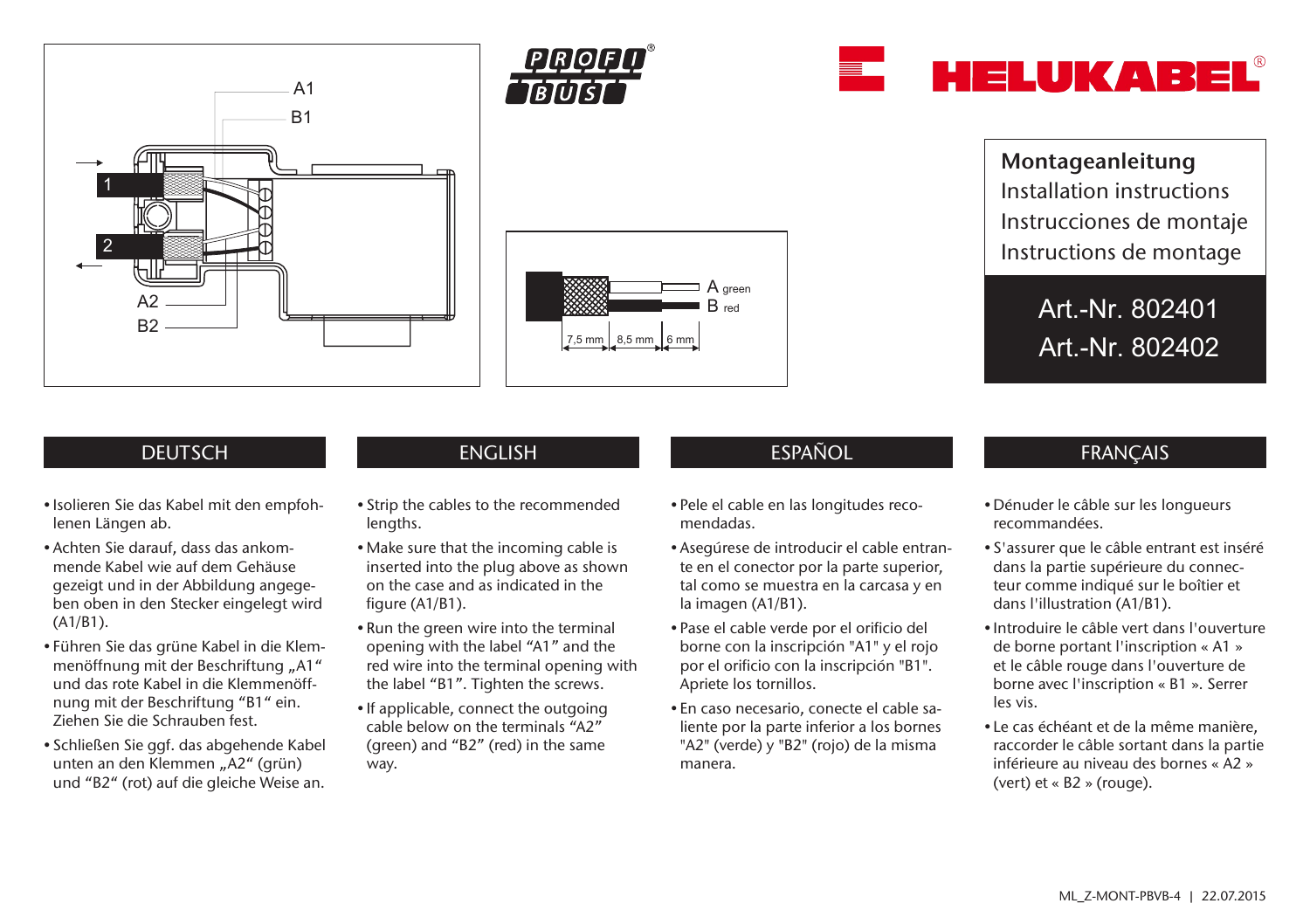**Montageanleitung**
Installation instructions
Instrucciones de montaje
Instructions de montage

Art.-Nr. 802401
Art.-Nr. 802402

## DEUTSCH

- Isolieren Sie das Kabel mit den empfohlenen Längen ab.
- Achten Sie darauf, dass das ankommende Kabel wie auf dem Gehäuse gezeigt und in der Abbildung angegeben oben in den Stecker eingelegt wird (A1/B1).
- Führen Sie das grüne Kabel in die Klemmenöffnung mit der Beschriftung „A1“ und das rote Kabel in die Klemmenöffnung mit der Beschriftung “B1“ ein. Ziehen Sie die Schrauben fest.
- Schließen Sie ggf. das abgehende Kabel unten an den Klemmen „A2“ (grün) und “B2“ (rot) auf die gleiche Weise an.

## ENGLISH

- Strip the cables to the recommended lengths.
- Make sure that the incoming cable is inserted into the plug above as shown on the case and as indicated in the figure (A1/B1).
- Run the green wire into the terminal opening with the label “A1” and the red wire into the terminal opening with the label “B1”. Tighten the screws.
- If applicable, connect the outgoing cable below on the terminals “A2” (green) and “B2” (red) in the same way.

## ESPAÑOL

- Pele el cable en las longitudes recomendadas.
- Asegúrese de introducir el cable entrante en el conector por la parte superior, tal como se muestra en la carcasa y en la imagen (A1/B1).
- Pase el cable verde por el orificio del borne con la inscripción "A1" y el rojo por el orificio con la inscripción "B1". Apriete los tornillos.
- En caso necesario, conecte el cable saliente por la parte inferior a los bornes "A2" (verde) y "B2" (rojo) de la misma manera.

## FRANÇAIS

- Dénuder le câble sur les longueurs recommandées.
- S'assurer que le câble entrant est inséré dans la partie supérieure du connecteur comme indiqué sur le boîtier et dans l'illustration (A1/B1).
- Introduire le câble vert dans l'ouverture de borne portant l'inscription « A1 » et le câble rouge dans l'ouverture de borne avec l'inscription « B1 ». Serrer les vis.
- Le cas échéant et de la même manière, raccorder le câble sortant dans la partie inférieure au niveau des bornes « A2 » (vert) et « B2 » (rouge).

ML_Z-MONT-PBVB-4 | 22.07.2015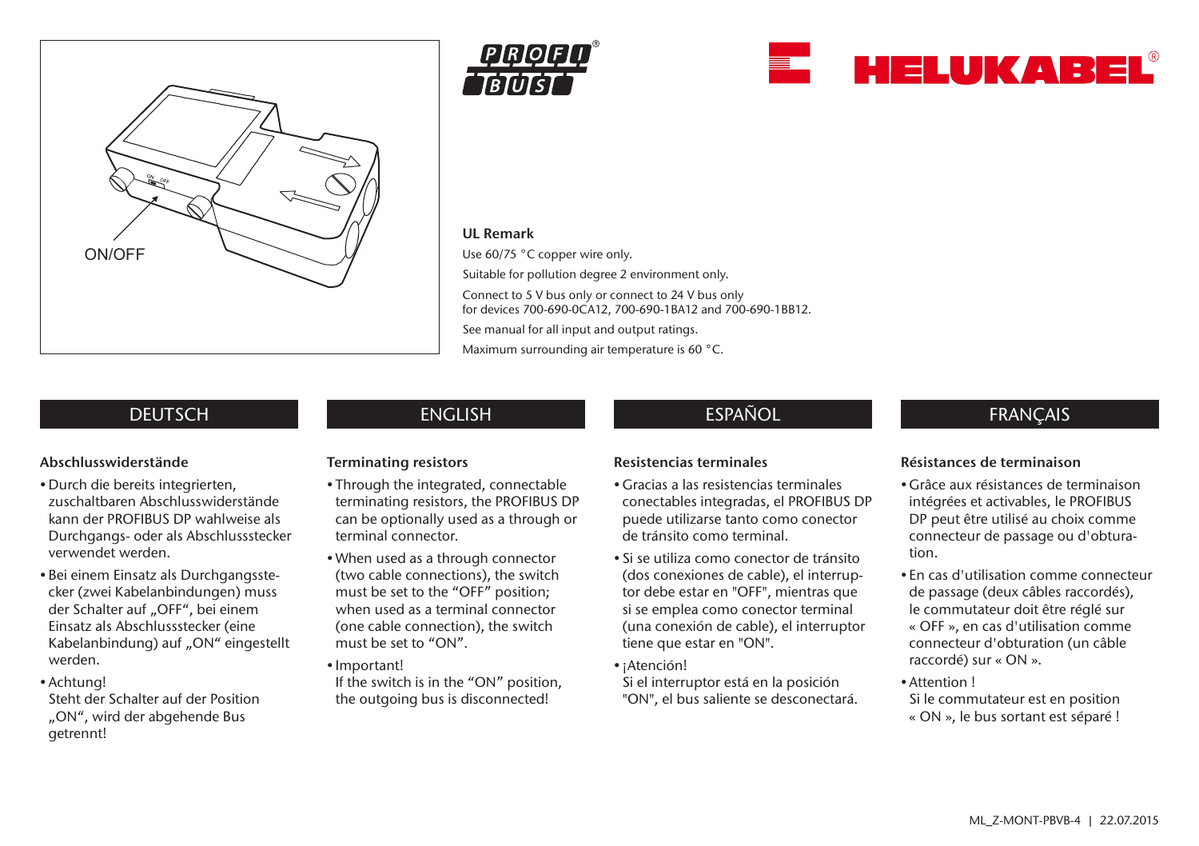ON/OFF

PROFI BUS

HELUKABEL

**UL Remark**

Use 60/75 °C copper wire only.

Suitable for pollution degree 2 environment only.

Connect to 5 V bus only or connect to 24 V bus only
for devices 700-690-0CA12, 700-690-1BA12 and 700-690-1BB12.

See manual for all input and output ratings.

Maximum surrounding air temperature is 60 °C.

## DEUTSCH

### Abschlusswiderstände

- Durch die bereits integrierten, zuschaltbaren Abschlusswiderstände kann der PROFIBUS DP wahlweise als Durchgangs- oder als Abschlussstecker verwendet werden.
- Bei einem Einsatz als Durchgangsstecker (zwei Kabelanbindungen) muss der Schalter auf „OFF", bei einem Einsatz als Abschlussstecker (eine Kabelanbindung) auf „ON" eingestellt werden.
- Achtung!
  Steht der Schalter auf der Position „ON", wird der abgehende Bus getrennt!

## ENGLISH

### Terminating resistors

- Through the integrated, connectable terminating resistors, the PROFIBUS DP can be optionally used as a through or terminal connector.
- When used as a through connector (two cable connections), the switch must be set to the "OFF" position; when used as a terminal connector (one cable connection), the switch must be set to "ON".
- Important!
  If the switch is in the "ON" position, the outgoing bus is disconnected!

## ESPAÑOL

### Resistencias terminales

- Gracias a las resistencias terminales conectables integradas, el PROFIBUS DP puede utilizarse tanto como conector de tránsito como terminal.
- Si se utiliza como conector de tránsito (dos conexiones de cable), el interruptor debe estar en "OFF", mientras que si se emplea como conector terminal (una conexión de cable), el interruptor tiene que estar en "ON".
- ¡Atención!
  Si el interruptor está en la posición "ON", el bus saliente se desconectará.

## FRANÇAIS

### Résistances de terminaison

- Grâce aux résistances de terminaison intégrées et activables, le PROFIBUS DP peut être utilisé au choix comme connecteur de passage ou d'obturation.
- En cas d'utilisation comme connecteur de passage (deux câbles raccordés), le commutateur doit être réglé sur « OFF », en cas d'utilisation comme connecteur d'obturation (un câble raccordé) sur « ON ».
- Attention !
  Si le commutateur est en position « ON », le bus sortant est séparé !

ML_Z-MONT-PBVB-4 | 22.07.2015